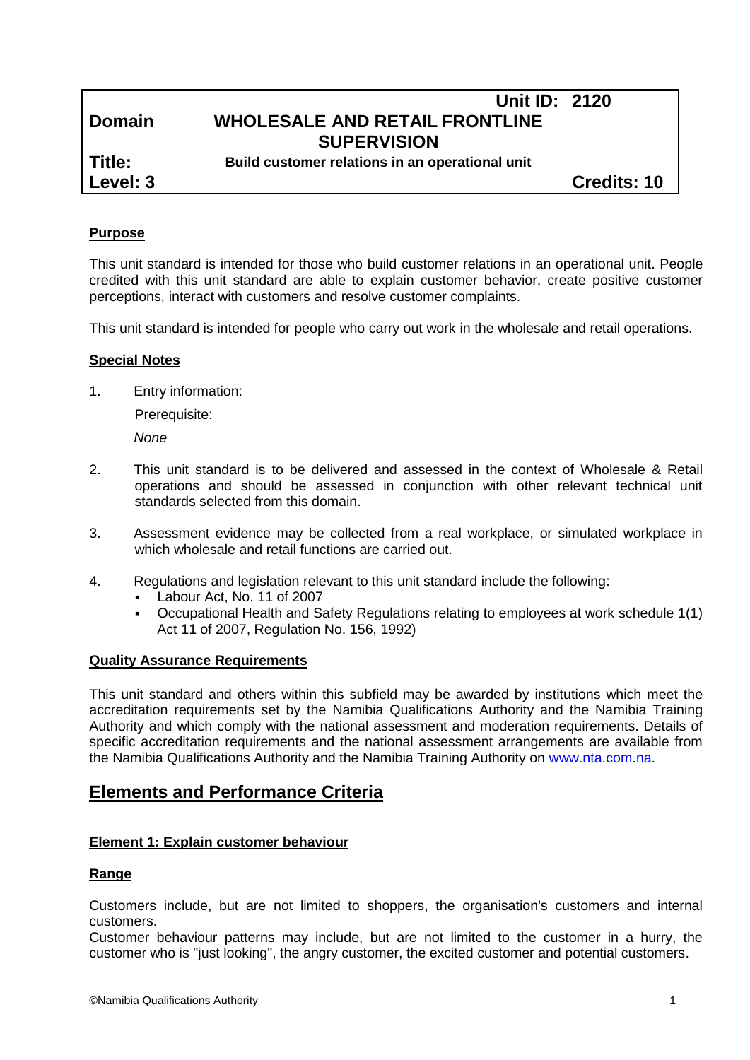| | | |
|---|---|---|
| | **Unit ID: 2120** | |
| **Domain** | **WHOLESALE AND RETAIL FRONTLINE SUPERVISION** | |
| **Title:** | **Build customer relations in an operational unit** | |
| **Level: 3** | | **Credits: 10** |

**Purpose**

This unit standard is intended for those who build customer relations in an operational unit. People credited with this unit standard are able to explain customer behavior, create positive customer perceptions, interact with customers and resolve customer complaints.

This unit standard is intended for people who carry out work in the wholesale and retail operations.

**Special Notes**

1. Entry information:

   Prerequisite:

   *None*

2. This unit standard is to be delivered and assessed in the context of Wholesale & Retail operations and should be assessed in conjunction with other relevant technical unit standards selected from this domain.

3. Assessment evidence may be collected from a real workplace, or simulated workplace in which wholesale and retail functions are carried out.

4. Regulations and legislation relevant to this unit standard include the following:
   - Labour Act, No. 11 of 2007
   - Occupational Health and Safety Regulations relating to employees at work schedule 1(1) Act 11 of 2007, Regulation No. 156, 1992)

**Quality Assurance Requirements**

This unit standard and others within this subfield may be awarded by institutions which meet the accreditation requirements set by the Namibia Qualifications Authority and the Namibia Training Authority and which comply with the national assessment and moderation requirements. Details of specific accreditation requirements and the national assessment arrangements are available from the Namibia Qualifications Authority and the Namibia Training Authority on www.nta.com.na.

## Elements and Performance Criteria

**Element 1: Explain customer behaviour**

**Range**

Customers include, but are not limited to shoppers, the organisation's customers and internal customers.
Customer behaviour patterns may include, but are not limited to the customer in a hurry, the customer who is "just looking", the angry customer, the excited customer and potential customers.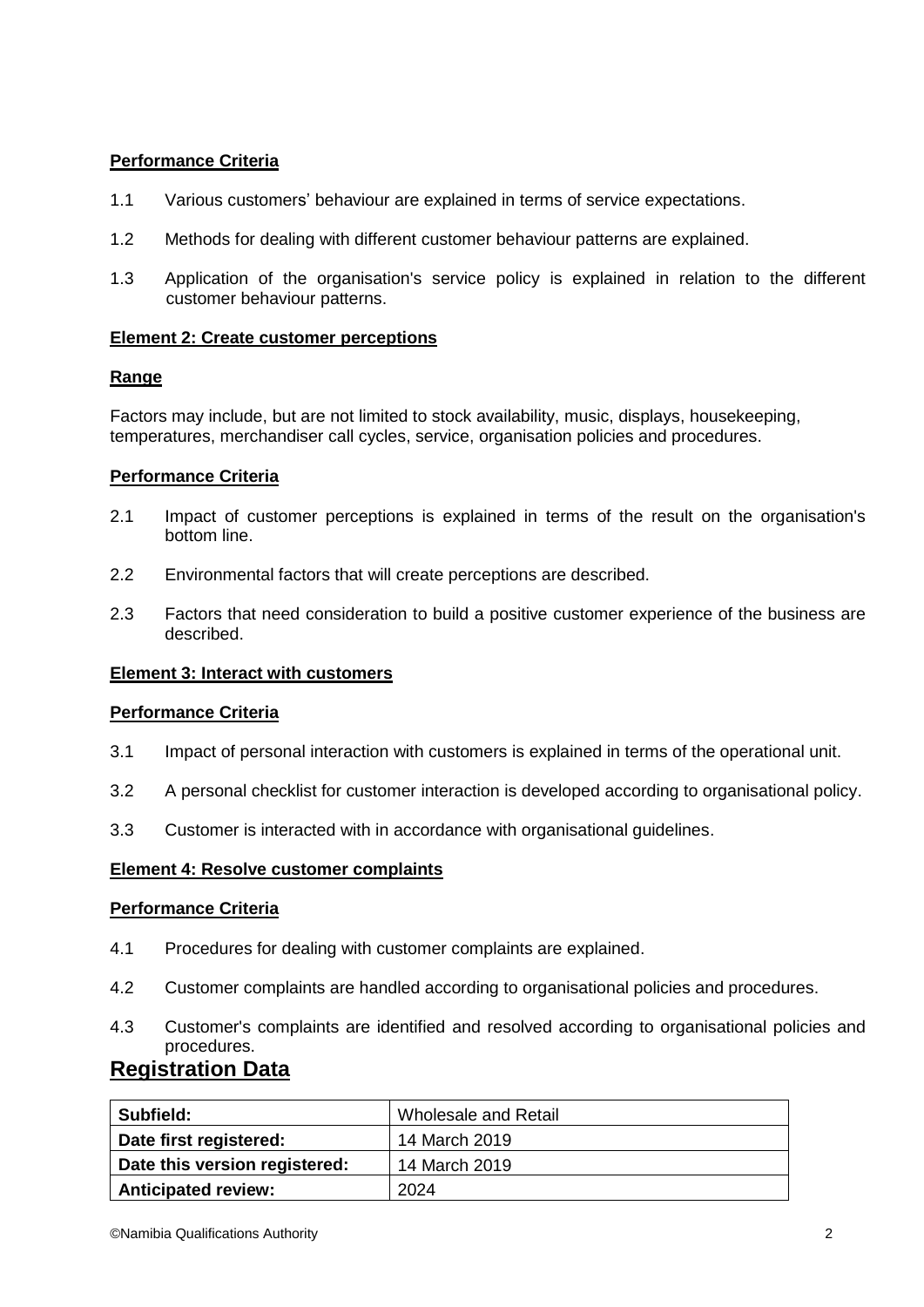**Performance Criteria**

1.1 Various customers' behaviour are explained in terms of service expectations.

1.2 Methods for dealing with different customer behaviour patterns are explained.

1.3 Application of the organisation's service policy is explained in relation to the different customer behaviour patterns.

**Element 2: Create customer perceptions**

**Range**

Factors may include, but are not limited to stock availability, music, displays, housekeeping, temperatures, merchandiser call cycles, service, organisation policies and procedures.

**Performance Criteria**

2.1 Impact of customer perceptions is explained in terms of the result on the organisation's bottom line.

2.2 Environmental factors that will create perceptions are described.

2.3 Factors that need consideration to build a positive customer experience of the business are described.

**Element 3: Interact with customers**

**Performance Criteria**

3.1 Impact of personal interaction with customers is explained in terms of the operational unit.

3.2 A personal checklist for customer interaction is developed according to organisational policy.

3.3 Customer is interacted with in accordance with organisational guidelines.

**Element 4: Resolve customer complaints**

**Performance Criteria**

4.1 Procedures for dealing with customer complaints are explained.

4.2 Customer complaints are handled according to organisational policies and procedures.

4.3 Customer's complaints are identified and resolved according to organisational policies and procedures.

## Registration Data

| **Subfield:** | Wholesale and Retail |
|---|---|
| **Date first registered:** | 14 March 2019 |
| **Date this version registered:** | 14 March 2019 |
| **Anticipated review:** | 2024 |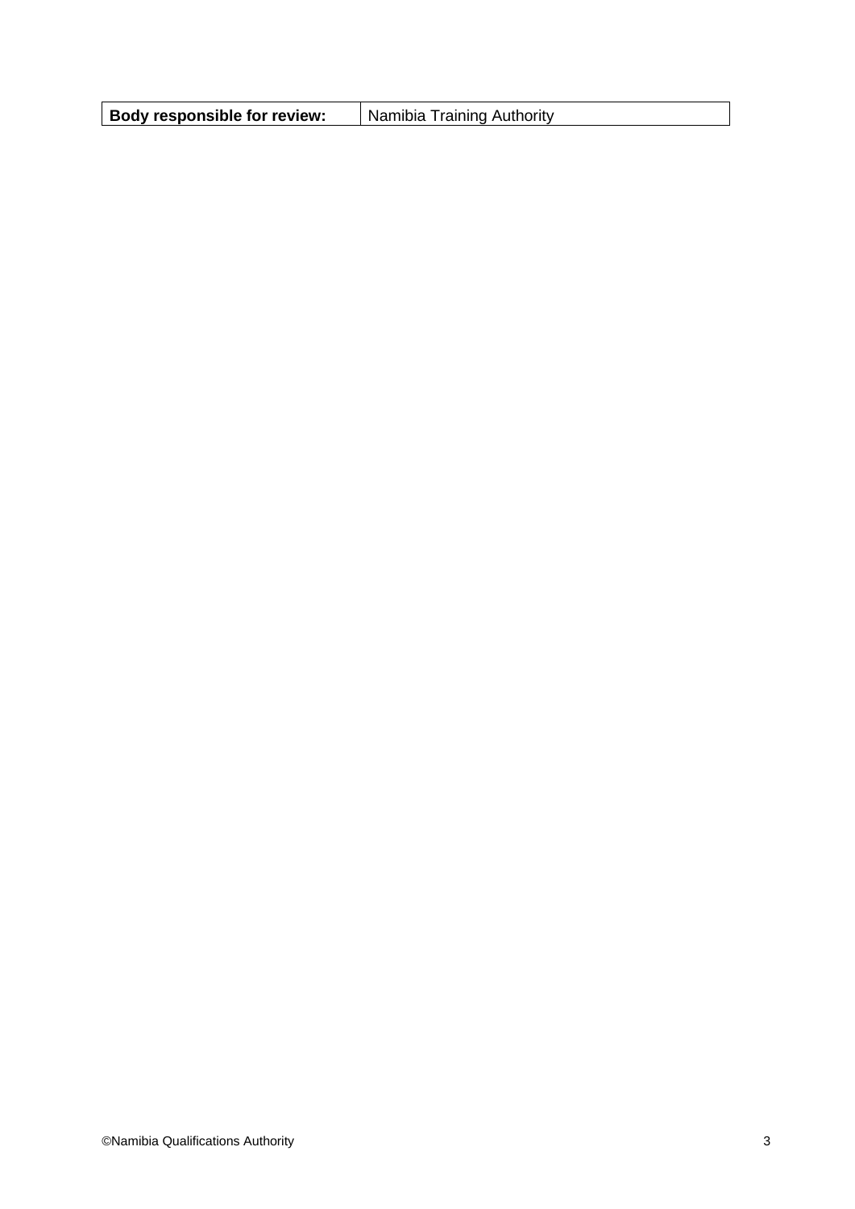| | |
|---|---|
| **Body responsible for review:** | Namibia Training Authority |